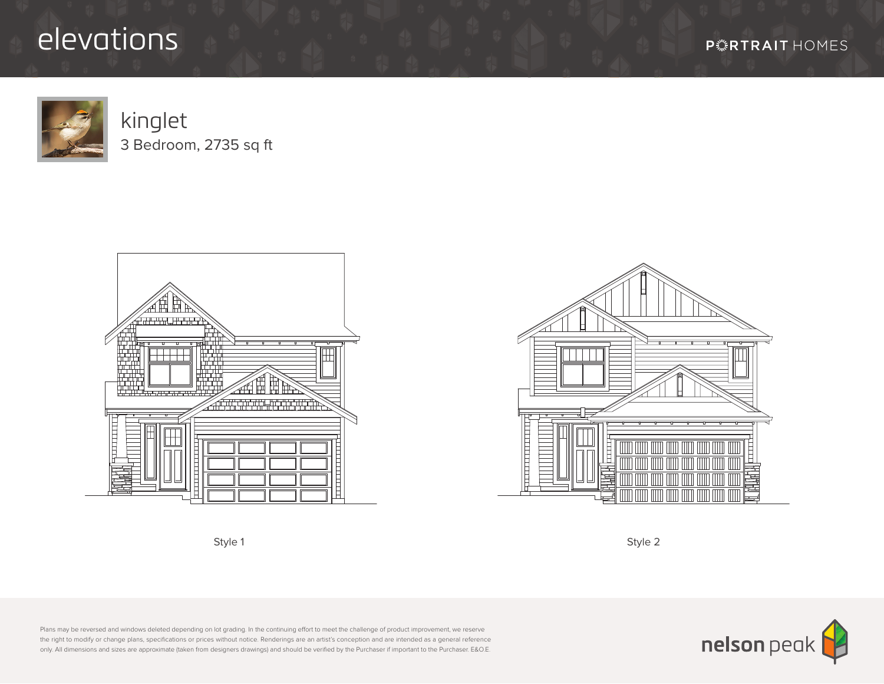# elevations

PORTRAIT HOMES

## kinglet

3 Bedroom, 2735 sq ft

Style 1

Style 2

Plans may be reversed and windows deleted depending on lot grading. In the continuing effort to meet the challenge of product improvement, we reserve the right to modify or change plans, specifications or prices without notice. Renderings are an artist's conception and are intended as a general reference only. All dimensions and sizes are approximate (taken from designers drawings) and should be verified by the Purchaser if important to the Purchaser. E&O.E.

nelson peak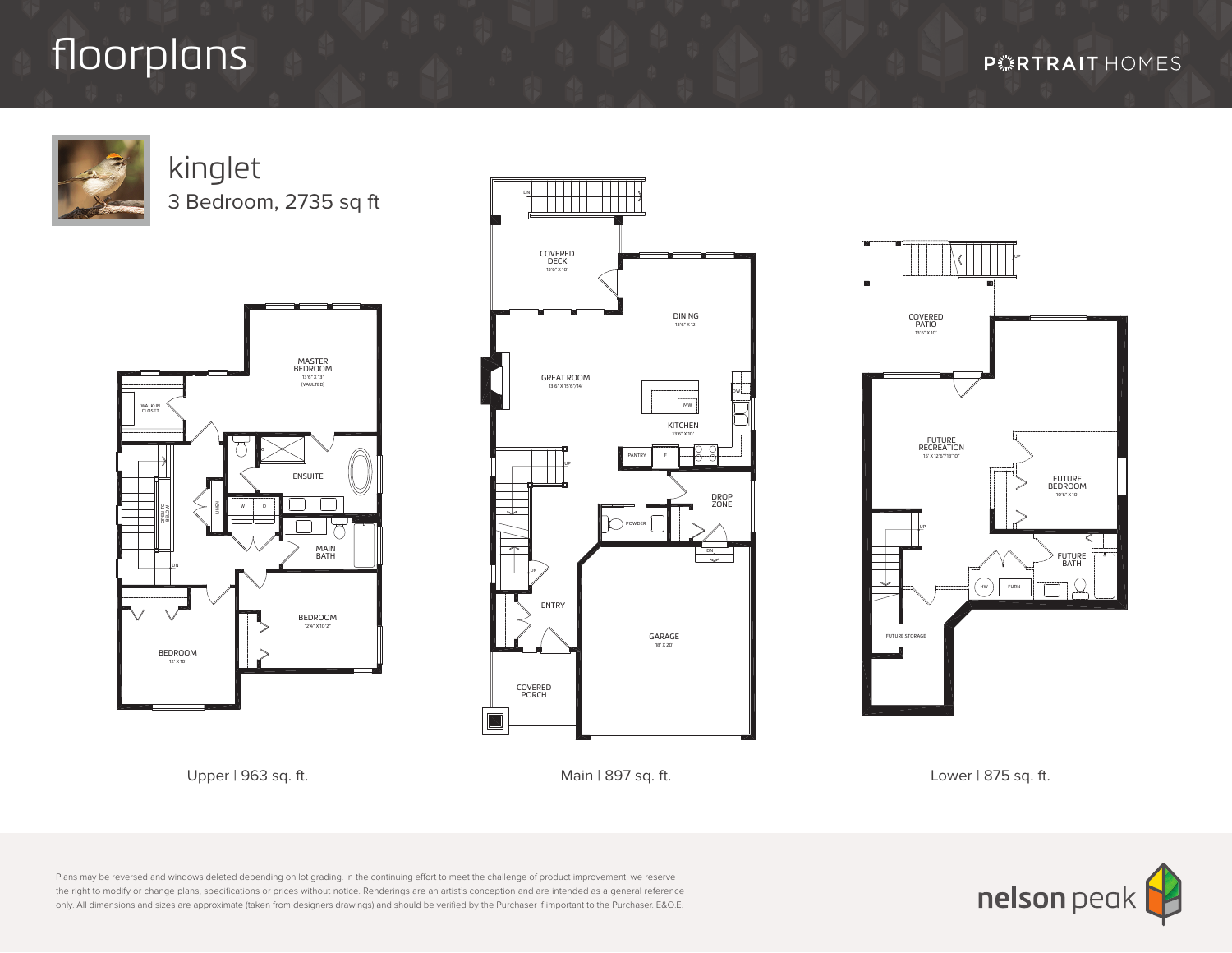# floorplans

PORTRAIT HOMES

## kinglet

3 Bedroom, 2735 sq ft

MASTER BEDROOM
13'6" X 13'
(VAULTED)

WALK-IN CLOSET

ENSUITE

LINEN

OPEN TO BELOW

W D

MAIN BATH

DN

BEDROOM
12'4" X 10'2"

BEDROOM
12' X 10'

Upper | 963 sq. ft.

COVERED DECK
13'6" X 10'

DN

DINING
13'6" X 12'

GREAT ROOM
13'6" X 15'6"/14'

MW

DW

KITCHEN
13'6" X 10'

PANTRY

F

UP

DROP ZONE

POWDER

DN

DN

ENTRY

GARAGE
18' X 20'

COVERED PORCH

Main | 897 sq. ft.

UP

COVERED PATIO
13'6" X 10'

FUTURE RECREATION
15' X 12'6"/13'10"

FUTURE BEDROOM
10'6" X 10'

UP

FUTURE BATH

HW

FURN

FUTURE STORAGE

Lower | 875 sq. ft.

Plans may be reversed and windows deleted depending on lot grading. In the continuing effort to meet the challenge of product improvement, we reserve the right to modify or change plans, specifications or prices without notice. Renderings are an artist's conception and are intended as a general reference only. All dimensions and sizes are approximate (taken from designers drawings) and should be verified by the Purchaser if important to the Purchaser. E&O.E.

nelson peak